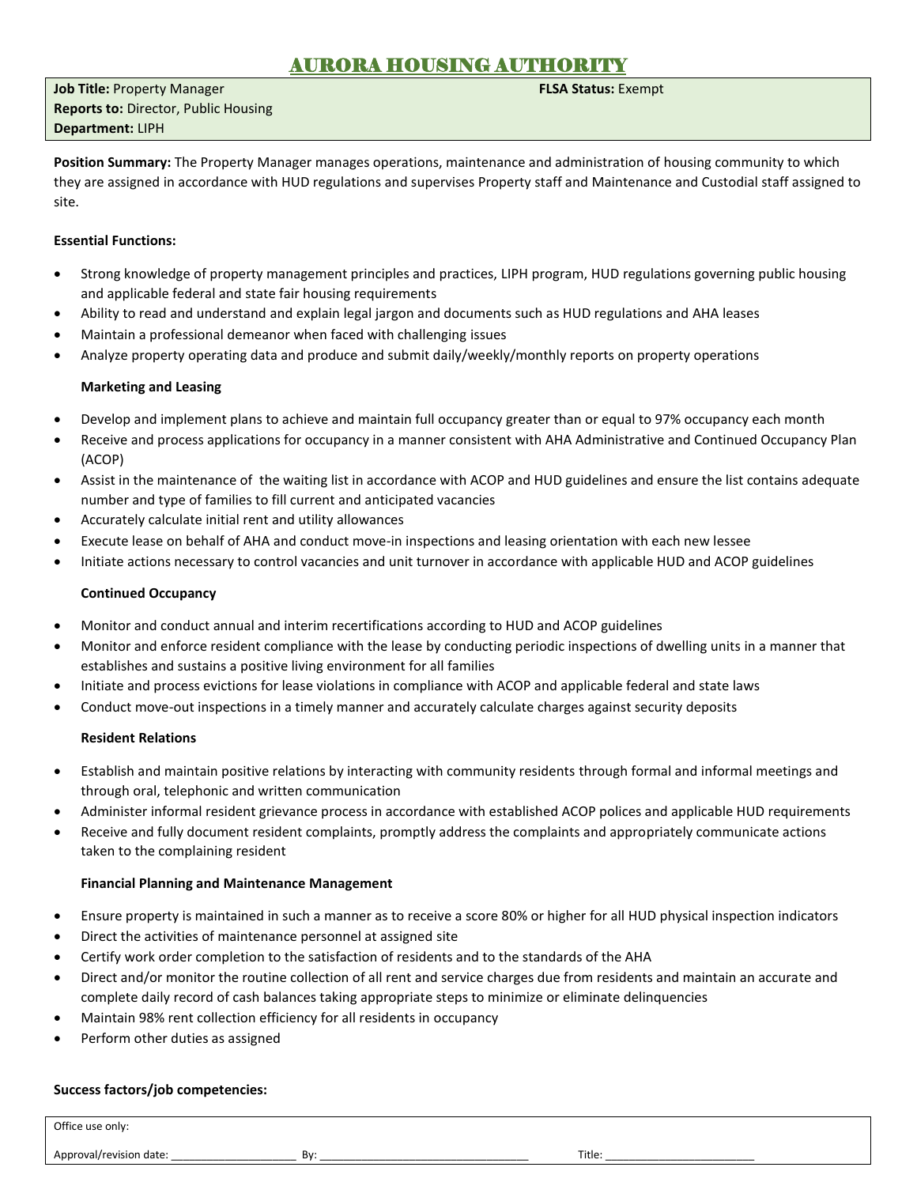# AURORA HOUSING AUTHORITY

**Job Title:** Property Manager **FLSA Status:** Exempt
**Reports to:** Director, Public Housing
**Department:** LIPH

**Position Summary:** The Property Manager manages operations, maintenance and administration of housing community to which they are assigned in accordance with HUD regulations and supervises Property staff and Maintenance and Custodial staff assigned to site.

**Essential Functions:**

- Strong knowledge of property management principles and practices, LIPH program, HUD regulations governing public housing and applicable federal and state fair housing requirements
- Ability to read and understand and explain legal jargon and documents such as HUD regulations and AHA leases
- Maintain a professional demeanor when faced with challenging issues
- Analyze property operating data and produce and submit daily/weekly/monthly reports on property operations

**Marketing and Leasing**

- Develop and implement plans to achieve and maintain full occupancy greater than or equal to 97% occupancy each month
- Receive and process applications for occupancy in a manner consistent with AHA Administrative and Continued Occupancy Plan (ACOP)
- Assist in the maintenance of the waiting list in accordance with ACOP and HUD guidelines and ensure the list contains adequate number and type of families to fill current and anticipated vacancies
- Accurately calculate initial rent and utility allowances
- Execute lease on behalf of AHA and conduct move-in inspections and leasing orientation with each new lessee
- Initiate actions necessary to control vacancies and unit turnover in accordance with applicable HUD and ACOP guidelines

**Continued Occupancy**

- Monitor and conduct annual and interim recertifications according to HUD and ACOP guidelines
- Monitor and enforce resident compliance with the lease by conducting periodic inspections of dwelling units in a manner that establishes and sustains a positive living environment for all families
- Initiate and process evictions for lease violations in compliance with ACOP and applicable federal and state laws
- Conduct move-out inspections in a timely manner and accurately calculate charges against security deposits

**Resident Relations**

- Establish and maintain positive relations by interacting with community residents through formal and informal meetings and through oral, telephonic and written communication
- Administer informal resident grievance process in accordance with established ACOP polices and applicable HUD requirements
- Receive and fully document resident complaints, promptly address the complaints and appropriately communicate actions taken to the complaining resident

**Financial Planning and Maintenance Management**

- Ensure property is maintained in such a manner as to receive a score 80% or higher for all HUD physical inspection indicators
- Direct the activities of maintenance personnel at assigned site
- Certify work order completion to the satisfaction of residents and to the standards of the AHA
- Direct and/or monitor the routine collection of all rent and service charges due from residents and maintain an accurate and complete daily record of cash balances taking appropriate steps to minimize or eliminate delinquencies
- Maintain 98% rent collection efficiency for all residents in occupancy
- Perform other duties as assigned

**Success factors/job competencies:**

Office use only:

Approval/revision date: ____________________ By: ________________________________ Title: ________________________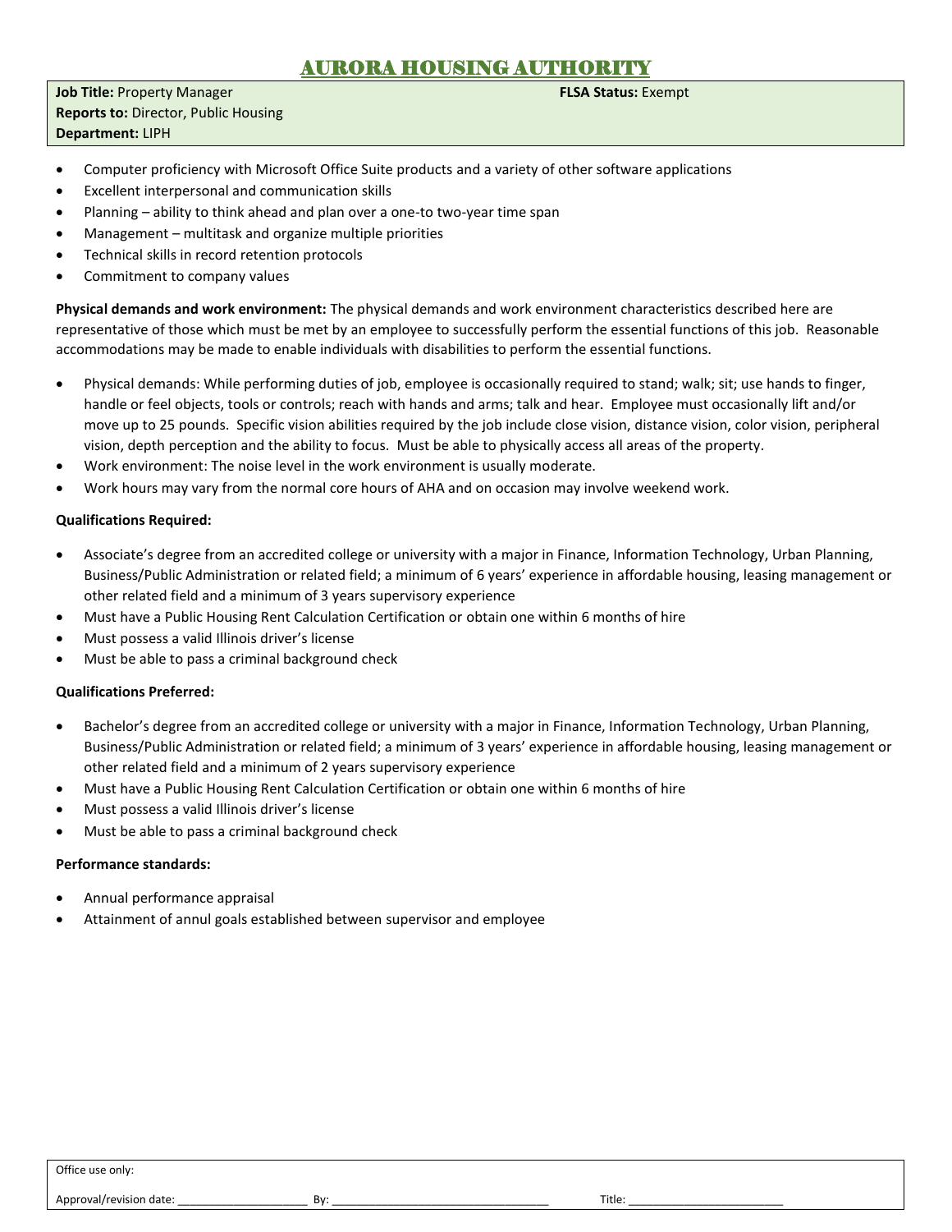# AURORA HOUSING AUTHORITY

| | |
|---|---|
| **Job Title:** Property Manager | **FLSA Status:** Exempt |
| **Reports to:** Director, Public Housing | |
| **Department:** LIPH | |

- Computer proficiency with Microsoft Office Suite products and a variety of other software applications
- Excellent interpersonal and communication skills
- Planning – ability to think ahead and plan over a one-to two-year time span
- Management – multitask and organize multiple priorities
- Technical skills in record retention protocols
- Commitment to company values

**Physical demands and work environment:** The physical demands and work environment characteristics described here are representative of those which must be met by an employee to successfully perform the essential functions of this job. Reasonable accommodations may be made to enable individuals with disabilities to perform the essential functions.

- Physical demands: While performing duties of job, employee is occasionally required to stand; walk; sit; use hands to finger, handle or feel objects, tools or controls; reach with hands and arms; talk and hear. Employee must occasionally lift and/or move up to 25 pounds. Specific vision abilities required by the job include close vision, distance vision, color vision, peripheral vision, depth perception and the ability to focus. Must be able to physically access all areas of the property.
- Work environment: The noise level in the work environment is usually moderate.
- Work hours may vary from the normal core hours of AHA and on occasion may involve weekend work.

**Qualifications Required:**

- Associate's degree from an accredited college or university with a major in Finance, Information Technology, Urban Planning, Business/Public Administration or related field; a minimum of 6 years' experience in affordable housing, leasing management or other related field and a minimum of 3 years supervisory experience
- Must have a Public Housing Rent Calculation Certification or obtain one within 6 months of hire
- Must possess a valid Illinois driver's license
- Must be able to pass a criminal background check

**Qualifications Preferred:**

- Bachelor's degree from an accredited college or university with a major in Finance, Information Technology, Urban Planning, Business/Public Administration or related field; a minimum of 3 years' experience in affordable housing, leasing management or other related field and a minimum of 2 years supervisory experience
- Must have a Public Housing Rent Calculation Certification or obtain one within 6 months of hire
- Must possess a valid Illinois driver's license
- Must be able to pass a criminal background check

**Performance standards:**

- Annual performance appraisal
- Attainment of annul goals established between supervisor and employee

Office use only:

Approval/revision date: ____________________ By: __________________________________ Title: ________________________